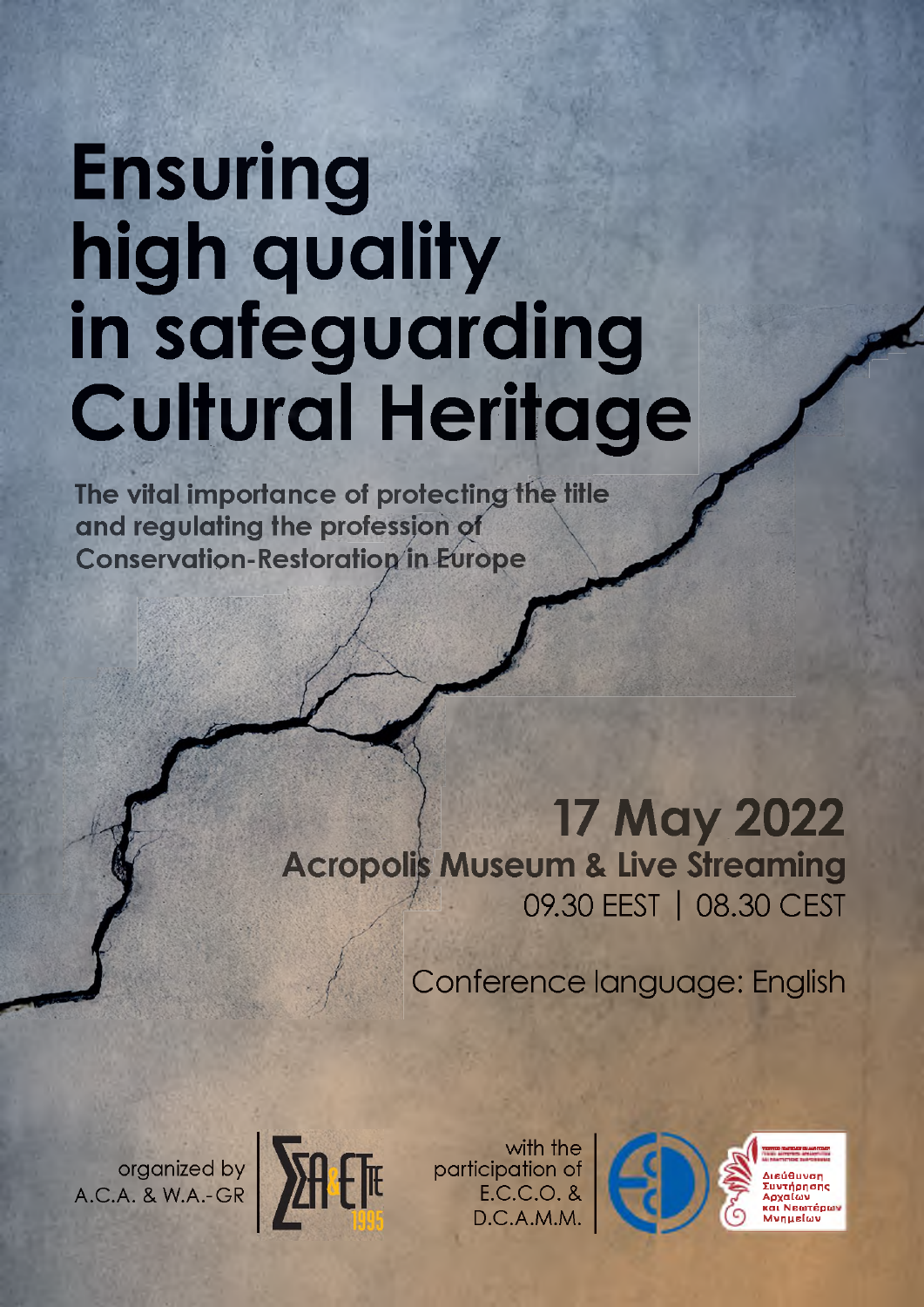# Ensuring high quality in safeguarding Cultural Heritage

**The vital importance of protecting the title and regulating the profession of Conservation-Restoration in Europe**

## 17 May 2022

**Acropolis Museum & Live Streaming**

09.30 EEST | 08.30 CEST

Conference language: English

organized by A.C.A. & W.A.-GR

with the participation of E.C.C.O. & D.C.A.M.M.

Διεύθυνση Συντήρησης Αρχαίων και Νεωτέρων Μνημείων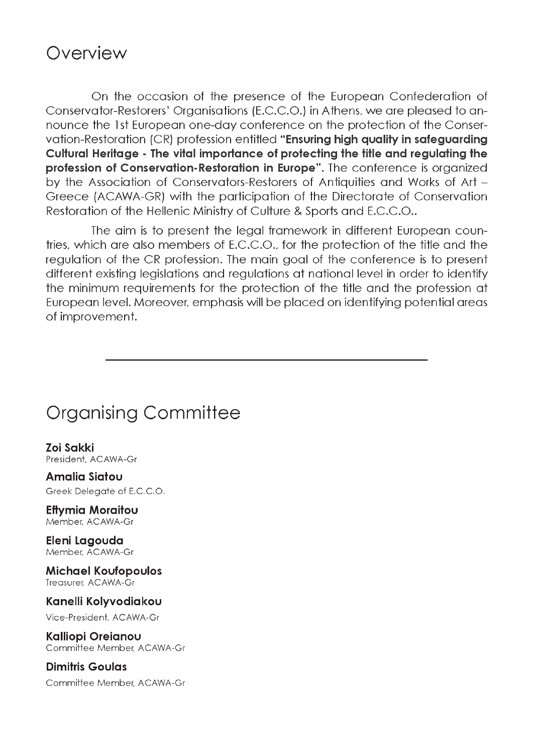## Overview

On the occasion of the presence of the European Confederation of Conservator-Restorers' Organisations (E.C.C.O.) in Athens, we are pleased to announce the 1st European one-day conference on the protection of the Conservation-Restoration (CR) profession entitled **"Ensuring high quality in safeguarding Cultural Heritage - The vital importance of protecting the title and regulating the profession of Conservation-Restoration in Europe"**. The conference is organized by the Association of Conservators-Restorers of Antiquities and Works of Art – Greece (ACAWA-GR) with the participation of the Directorate of Conservation Restoration of the Hellenic Ministry of Culture & Sports and E.C.C.O..

The aim is to present the legal framework in different European countries, which are also members of E.C.C.O., for the protection of the title and the regulation of the CR profession. The main goal of the conference is to present different existing legislations and regulations at national level in order to identify the minimum requirements for the protection of the title and the profession at European level. Moreover, emphasis will be placed on identifying potential areas of improvement.

---

## Organising Committee

**Zoi Sakki**
President, ACAWA-Gr

**Amalia Siatou**
Greek Delegate of E.C.C.O.

**Eftymia Moraitou**
Member, ACAWA-Gr

**Eleni Lagouda**
Member, ACAWA-Gr

**Michael Koufopoulos**
Treasurer, ACAWA-Gr

**Kanelli Kolyvodiakou**
Vice-President, ACAWA-Gr

**Kalliopi Oreianou**
Committee Member, ACAWA-Gr

**Dimitris Goulas**
Committee Member, ACAWA-Gr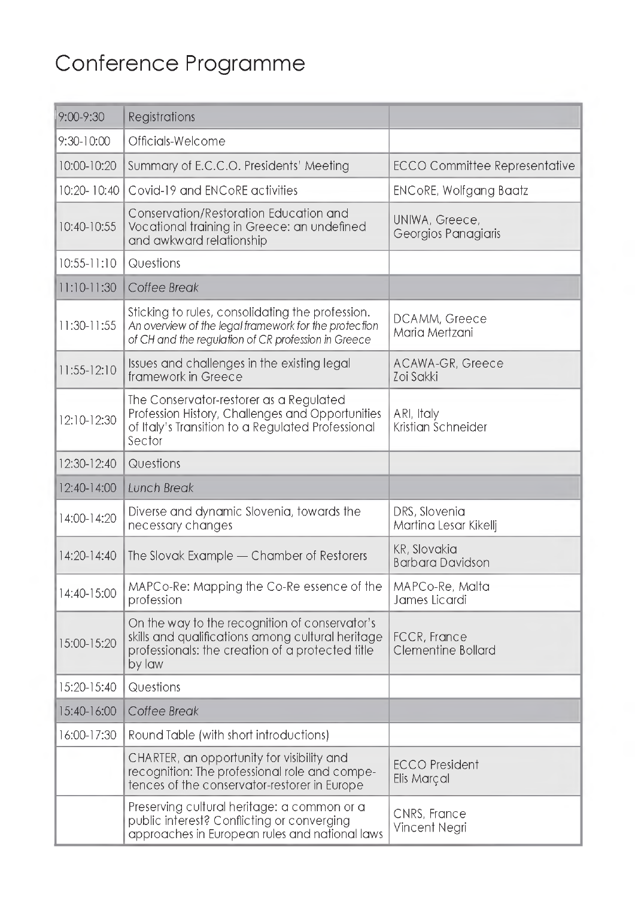# Conference Programme

| | | |
|---|---|---|
| 9:00-9:30 | Registrations | |
| 9:30-10:00 | Officials-Welcome | |
| 10:00-10:20 | Summary of E.C.C.O. Presidents' Meeting | ECCO Committee Representative |
| 10:20- 10:40 | Covid-19 and ENCoRE activities | ENCoRE, Wolfgang Baatz |
| 10:40-10:55 | Conservation/Restoration Education and Vocational training in Greece: an undefined and awkward relationship | UNIWA, Greece, Georgios Panagiaris |
| 10:55-11:10 | Questions | |
| 11:10-11:30 | *Coffee Break* | |
| 11:30-11:55 | Sticking to rules, consolidating the profession. *An overview of the legal framework for the protection of CH and the regulation of CR profession in Greece* | DCAMM, Greece Maria Mertzani |
| 11:55-12:10 | Issues and challenges in the existing legal framework in Greece | ACAWA-GR, Greece Zoi Sakki |
| 12:10-12:30 | The Conservator-restorer as a Regulated Profession History, Challenges and Opportunities of Italy's Transition to a Regulated Professional Sector | ARI, Italy Kristian Schneider |
| 12:30-12:40 | Questions | |
| 12:40-14:00 | *Lunch Break* | |
| 14:00-14:20 | Diverse and dynamic Slovenia, towards the necessary changes | DRS, Slovenia Martina Lesar Kikelj |
| 14:20-14:40 | The Slovak Example — Chamber of Restorers | KR, Slovakia Barbara Davidson |
| 14:40-15:00 | MAPCo-Re: Mapping the Co-Re essence of the profession | MAPCo-Re, Malta James Licardi |
| 15:00-15:20 | On the way to the recognition of conservator's skills and qualifications among cultural heritage professionals: the creation of a protected title by law | FCCR, France Clementine Bollard |
| 15:20-15:40 | Questions | |
| 15:40-16:00 | *Coffee Break* | |
| 16:00-17:30 | Round Table (with short introductions) | |
| | CHARTER, an opportunity for visibility and recognition: The professional role and competences of the conservator-restorer in Europe | ECCO President Elis Marçal |
| | Preserving cultural heritage: a common or a public interest? Conflicting or converging approaches in European rules and national laws | CNRS, France Vincent Negri |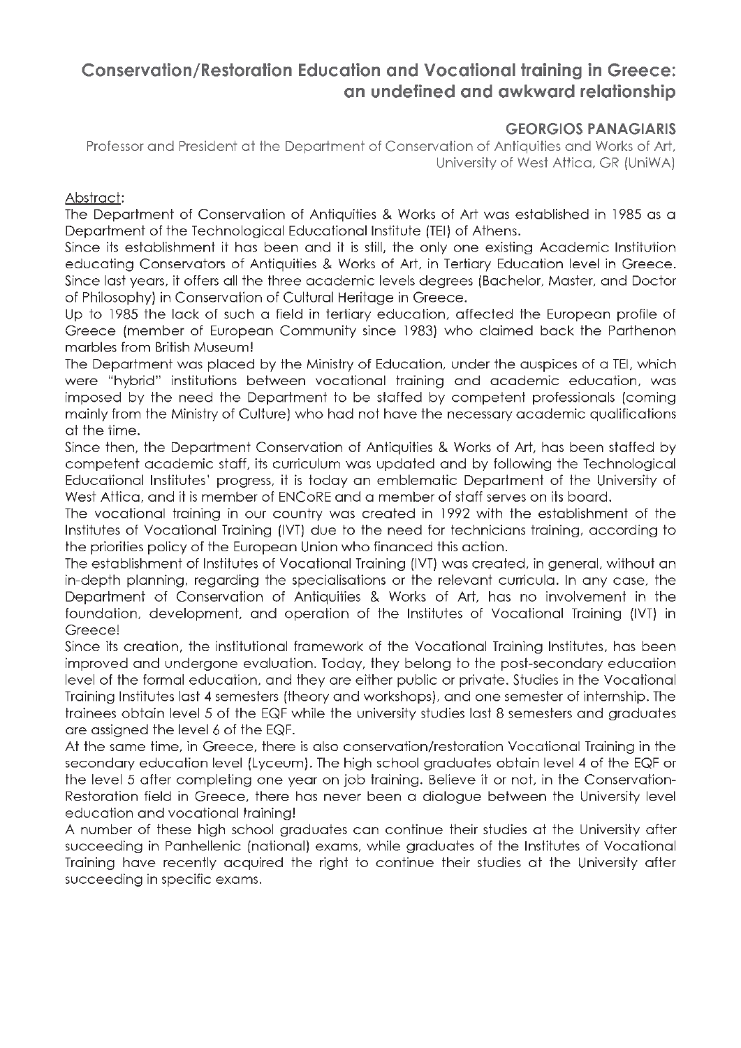# Conservation/Restoration Education and Vocational training in Greece: an undefined and awkward relationship

**GEORGIOS PANAGIARIS**

Professor and President at the Department of Conservation of Antiquities and Works of Art, University of West Attica, GR (UniWA)

Abstract:

The Department of Conservation of Antiquities & Works of Art was established in 1985 as a Department of the Technological Educational Institute (TEI) of Athens.

Since its establishment it has been and it is still, the only one existing Academic Institution educating Conservators of Antiquities & Works of Art, in Tertiary Education level in Greece. Since last years, it offers all the three academic levels degrees (Bachelor, Master, and Doctor of Philosophy) in Conservation of Cultural Heritage in Greece.

Up to 1985 the lack of such a field in tertiary education, affected the European profile of Greece (member of European Community since 1983) who claimed back the Parthenon marbles from British Museum!

The Department was placed by the Ministry of Education, under the auspices of a TEI, which were "hybrid" institutions between vocational training and academic education, was imposed by the need the Department to be staffed by competent professionals (coming mainly from the Ministry of Culture) who had not have the necessary academic qualifications at the time.

Since then, the Department Conservation of Antiquities & Works of Art, has been staffed by competent academic staff, its curriculum was updated and by following the Technological Educational Institutes' progress, it is today an emblematic Department of the University of West Attica, and it is member of ENCoRE and a member of staff serves on its board.

The vocational training in our country was created in 1992 with the establishment of the Institutes of Vocational Training (IVT) due to the need for technicians training, according to the priorities policy of the European Union who financed this action.

The establishment of Institutes of Vocational Training (IVT) was created, in general, without an in-depth planning, regarding the specialisations or the relevant curricula. In any case, the Department of Conservation of Antiquities & Works of Art, has no involvement in the foundation, development, and operation of the Institutes of Vocational Training (IVT) in Greece!

Since its creation, the institutional framework of the Vocational Training Institutes, has been improved and undergone evaluation. Today, they belong to the post-secondary education level of the formal education, and they are either public or private. Studies in the Vocational Training Institutes last 4 semesters (theory and workshops), and one semester of internship. The trainees obtain level 5 of the EQF while the university studies last 8 semesters and graduates are assigned the level 6 of the EQF.

At the same time, in Greece, there is also conservation/restoration Vocational Training in the secondary education level (Lyceum). The high school graduates obtain level 4 of the EQF or the level 5 after completing one year on job training. Believe it or not, in the Conservation-Restoration field in Greece, there has never been a dialogue between the University level education and vocational training!

A number of these high school graduates can continue their studies at the University after succeeding in Panhellenic (national) exams, while graduates of the Institutes of Vocational Training have recently acquired the right to continue their studies at the University after succeeding in specific exams.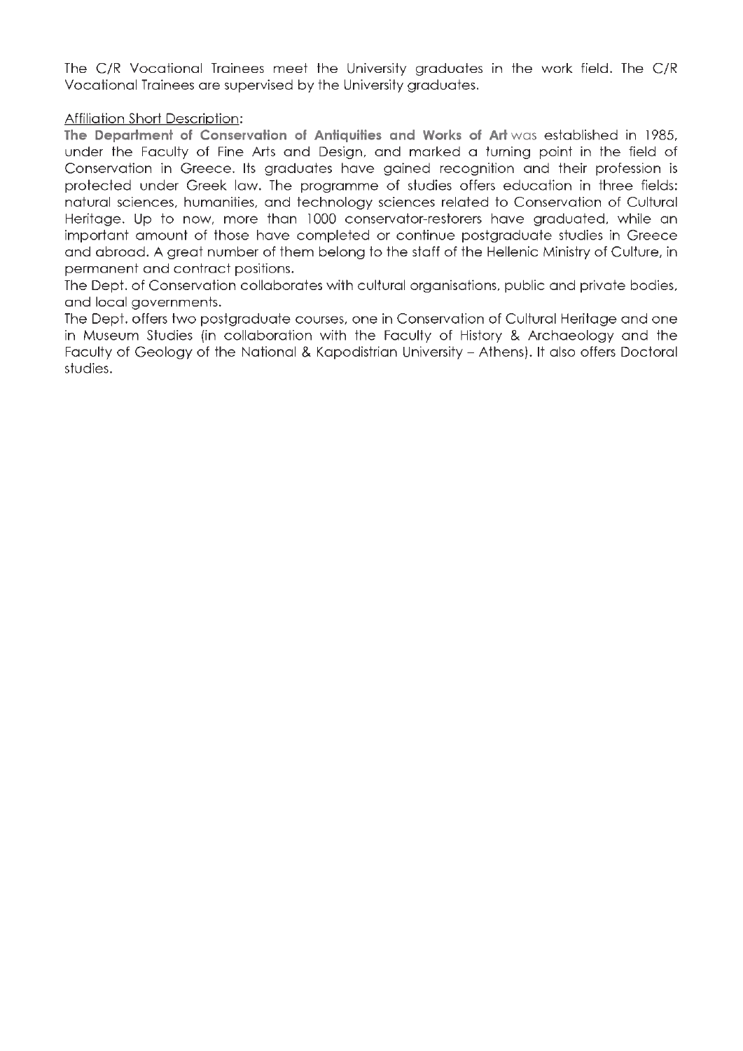The C/R Vocational Trainees meet the University graduates in the work field. The C/R Vocational Trainees are supervised by the University graduates.

Affiliation Short Description:

**The Department of Conservation of Antiquities and Works of Art** was established in 1985, under the Faculty of Fine Arts and Design, and marked a turning point in the field of Conservation in Greece. Its graduates have gained recognition and their profession is protected under Greek law. The programme of studies offers education in three fields: natural sciences, humanities, and technology sciences related to Conservation of Cultural Heritage. Up to now, more than 1000 conservator-restorers have graduated, while an important amount of those have completed or continue postgraduate studies in Greece and abroad. A great number of them belong to the staff of the Hellenic Ministry of Culture, in permanent and contract positions.

The Dept. of Conservation collaborates with cultural organisations, public and private bodies, and local governments.

The Dept. offers two postgraduate courses, one in Conservation of Cultural Heritage and one in Museum Studies (in collaboration with the Faculty of History & Archaeology and the Faculty of Geology of the National & Kapodistrian University – Athens). It also offers Doctoral studies.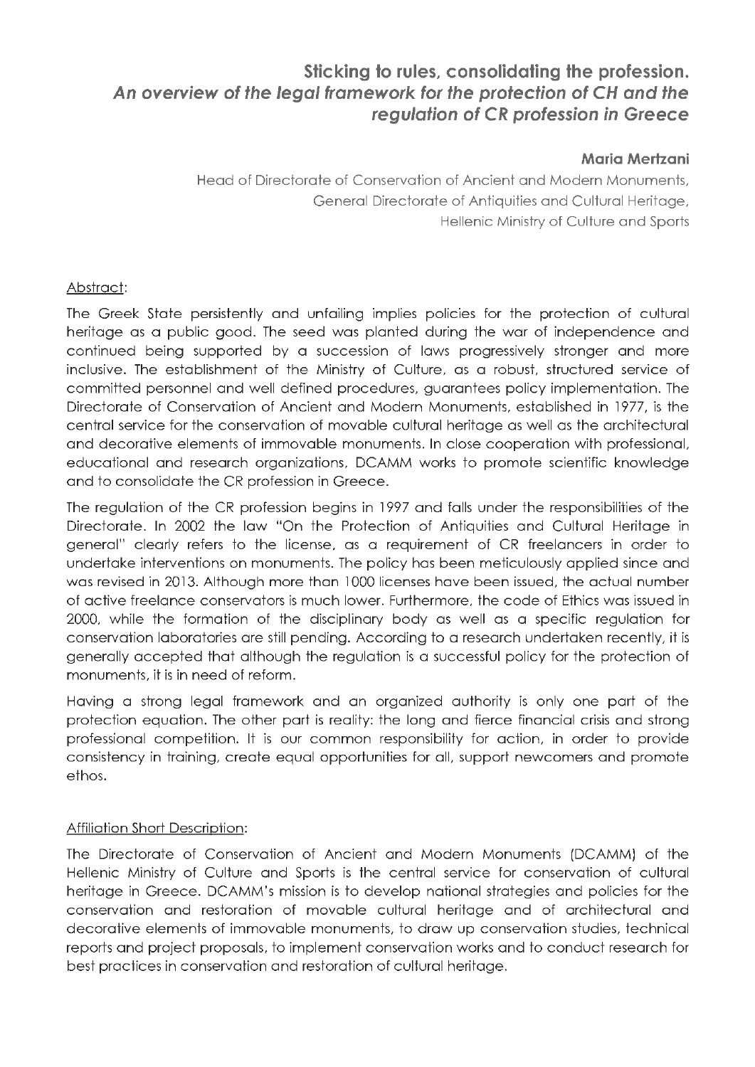## Sticking to rules, consolidating the profession.

### *An overview of the legal framework for the protection of CH and the regulation of CR profession in Greece*

**Maria Mertzani**

Head of Directorate of Conservation of Ancient and Modern Monuments,
General Directorate of Antiquities and Cultural Heritage,
Hellenic Ministry of Culture and Sports

Abstract:

The Greek State persistently and unfailing implies policies for the protection of cultural heritage as a public good. The seed was planted during the war of independence and continued being supported by a succession of laws progressively stronger and more inclusive. The establishment of the Ministry of Culture, as a robust, structured service of committed personnel and well defined procedures, guarantees policy implementation. The Directorate of Conservation of Ancient and Modern Monuments, established in 1977, is the central service for the conservation of movable cultural heritage as well as the architectural and decorative elements of immovable monuments. In close cooperation with professional, educational and research organizations, DCAMM works to promote scientific knowledge and to consolidate the CR profession in Greece.

The regulation of the CR profession begins in 1997 and falls under the responsibilities of the Directorate. In 2002 the law "On the Protection of Antiquities and Cultural Heritage in general" clearly refers to the license, as a requirement of CR freelancers in order to undertake interventions on monuments. The policy has been meticulously applied since and was revised in 2013. Although more than 1000 licenses have been issued, the actual number of active freelance conservators is much lower. Furthermore, the code of Ethics was issued in 2000, while the formation of the disciplinary body as well as a specific regulation for conservation laboratories are still pending. According to a research undertaken recently, it is generally accepted that although the regulation is a successful policy for the protection of monuments, it is in need of reform.

Having a strong legal framework and an organized authority is only one part of the protection equation. The other part is reality: the long and fierce financial crisis and strong professional competition. It is our common responsibility for action, in order to provide consistency in training, create equal opportunities for all, support newcomers and promote ethos.

Affiliation Short Description:

The Directorate of Conservation of Ancient and Modern Monuments (DCAMM) of the Hellenic Ministry of Culture and Sports is the central service for conservation of cultural heritage in Greece. DCAMM's mission is to develop national strategies and policies for the conservation and restoration of movable cultural heritage and of architectural and decorative elements of immovable monuments, to draw up conservation studies, technical reports and project proposals, to implement conservation works and to conduct research for best practices in conservation and restoration of cultural heritage.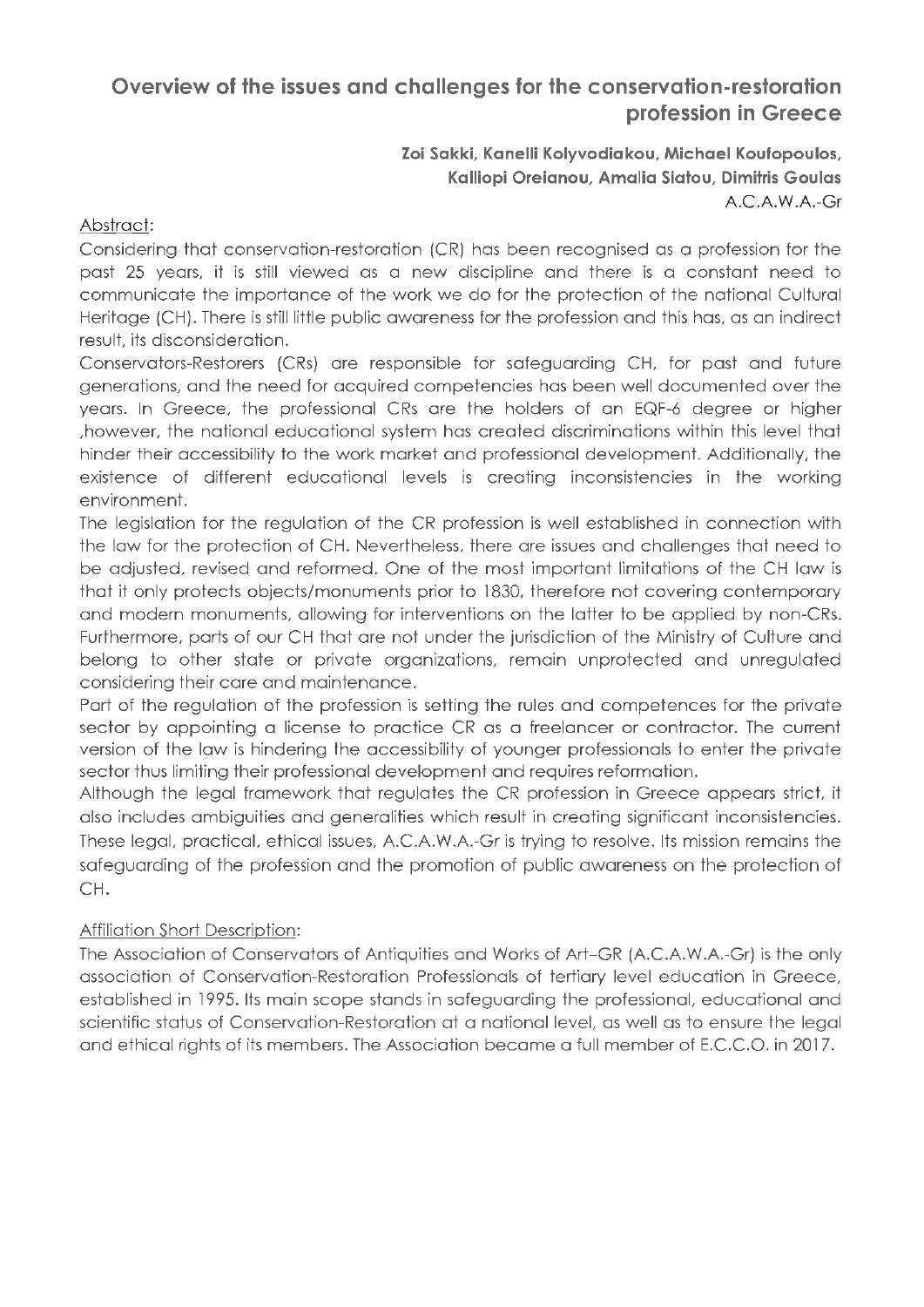## Overview of the issues and challenges for the conservation-restoration profession in Greece

**Zoi Sakki, Kanelli Kolyvodiakou, Michael Koutopoulos, Kalliopi Oreianou, Amalia Siatou, Dimitris Goulas**

A.C.A.W.A.-Gr

Abstract:

Considering that conservation-restoration (CR) has been recognised as a profession for the past 25 years, it is still viewed as a new discipline and there is a constant need to communicate the importance of the work we do for the protection of the national Cultural Heritage (CH). There is still little public awareness for the profession and this has, as an indirect result, its disconsideration.

Conservators-Restorers (CRs) are responsible for safeguarding CH, for past and future generations, and the need for acquired competencies has been well documented over the years. In Greece, the professional CRs are the holders of an EQF-6 degree or higher ,however, the national educational system has created discriminations within this level that hinder their accessibility to the work market and professional development. Additionally, the existence of different educational levels is creating inconsistencies in the working environment.

The legislation for the regulation of the CR profession is well established in connection with the law for the protection of CH. Nevertheless, there are issues and challenges that need to be adjusted, revised and reformed. One of the most important limitations of the CH law is that it only protects objects/monuments prior to 1830, therefore not covering contemporary and modern monuments, allowing for interventions on the latter to be applied by non-CRs. Furthermore, parts of our CH that are not under the jurisdiction of the Ministry of Culture and belong to other state or private organizations, remain unprotected and unregulated considering their care and maintenance.

Part of the regulation of the profession is setting the rules and competences for the private sector by appointing a license to practice CR as a freelancer or contractor. The current version of the law is hindering the accessibility of younger professionals to enter the private sector thus limiting their professional development and requires reformation.

Although the legal framework that regulates the CR profession in Greece appears strict, it also includes ambiguities and generalities which result in creating significant inconsistencies. These legal, practical, ethical issues, A.C.A.W.A.-Gr is trying to resolve. Its mission remains the safeguarding of the profession and the promotion of public awareness on the protection of CH.

Affiliation Short Description:

The Association of Conservators of Antiquities and Works of Art–GR (A.C.A.W.A.-Gr) is the only association of Conservation-Restoration Professionals of tertiary level education in Greece, established in 1995. Its main scope stands in safeguarding the professional, educational and scientific status of Conservation-Restoration at a national level, as well as to ensure the legal and ethical rights of its members. The Association became a full member of E.C.C.O. in 2017.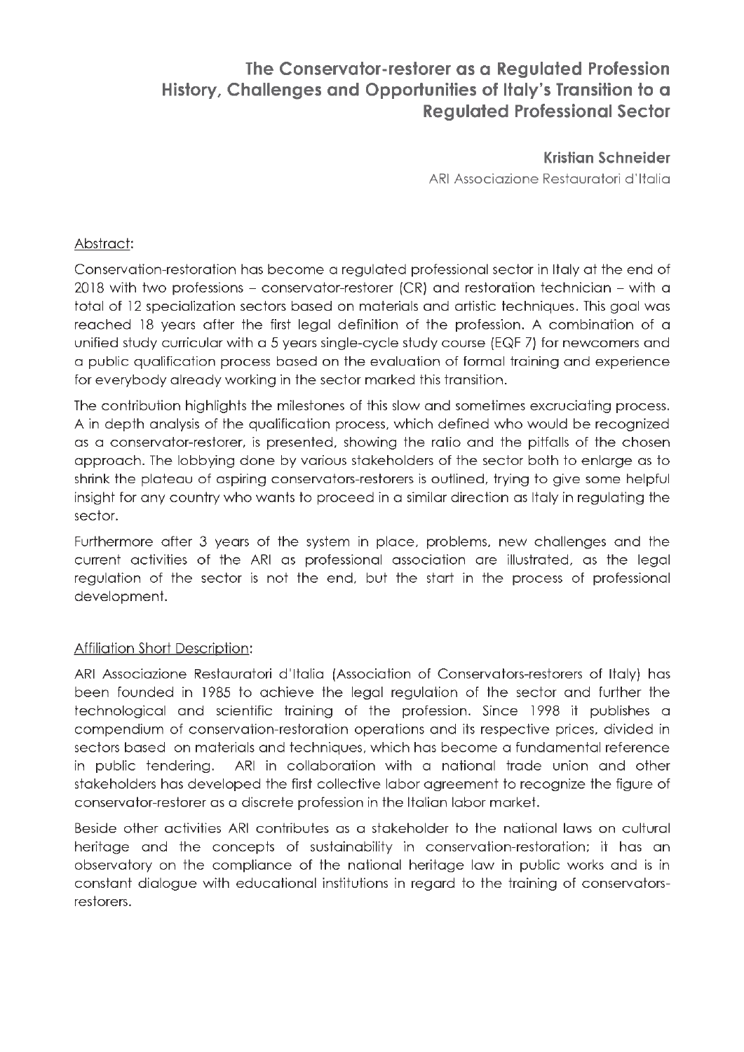# The Conservator-restorer as a Regulated Profession
## History, Challenges and Opportunities of Italy's Transition to a Regulated Professional Sector

**Kristian Schneider**

ARI Associazione Restauratori d'Italia

Abstract:

Conservation-restoration has become a regulated professional sector in Italy at the end of 2018 with two professions – conservator-restorer (CR) and restoration technician – with a total of 12 specialization sectors based on materials and artistic techniques. This goal was reached 18 years after the first legal definition of the profession. A combination of a unified study curricular with a 5 years single-cycle study course (EQF 7) for newcomers and a public qualification process based on the evaluation of formal training and experience for everybody already working in the sector marked this transition.

The contribution highlights the milestones of this slow and sometimes excruciating process. A in depth analysis of the qualification process, which defined who would be recognized as a conservator-restorer, is presented, showing the ratio and the pitfalls of the chosen approach. The lobbying done by various stakeholders of the sector both to enlarge as to shrink the plateau of aspiring conservators-restorers is outlined, trying to give some helpful insight for any country who wants to proceed in a similar direction as Italy in regulating the sector.

Furthermore after 3 years of the system in place, problems, new challenges and the current activities of the ARI as professional association are illustrated, as the legal regulation of the sector is not the end, but the start in the process of professional development.

Affiliation Short Description:

ARI Associazione Restauratori d'Italia (Association of Conservators-restorers of Italy) has been founded in 1985 to achieve the legal regulation of the sector and further the technological and scientific training of the profession. Since 1998 it publishes a compendium of conservation-restoration operations and its respective prices, divided in sectors based on materials and techniques, which has become a fundamental reference in public tendering. ARI in collaboration with a national trade union and other stakeholders has developed the first collective labor agreement to recognize the figure of conservator-restorer as a discrete profession in the Italian labor market.

Beside other activities ARI contributes as a stakeholder to the national laws on cultural heritage and the concepts of sustainability in conservation-restoration; it has an observatory on the compliance of the national heritage law in public works and is in constant dialogue with educational institutions in regard to the training of conservators-restorers.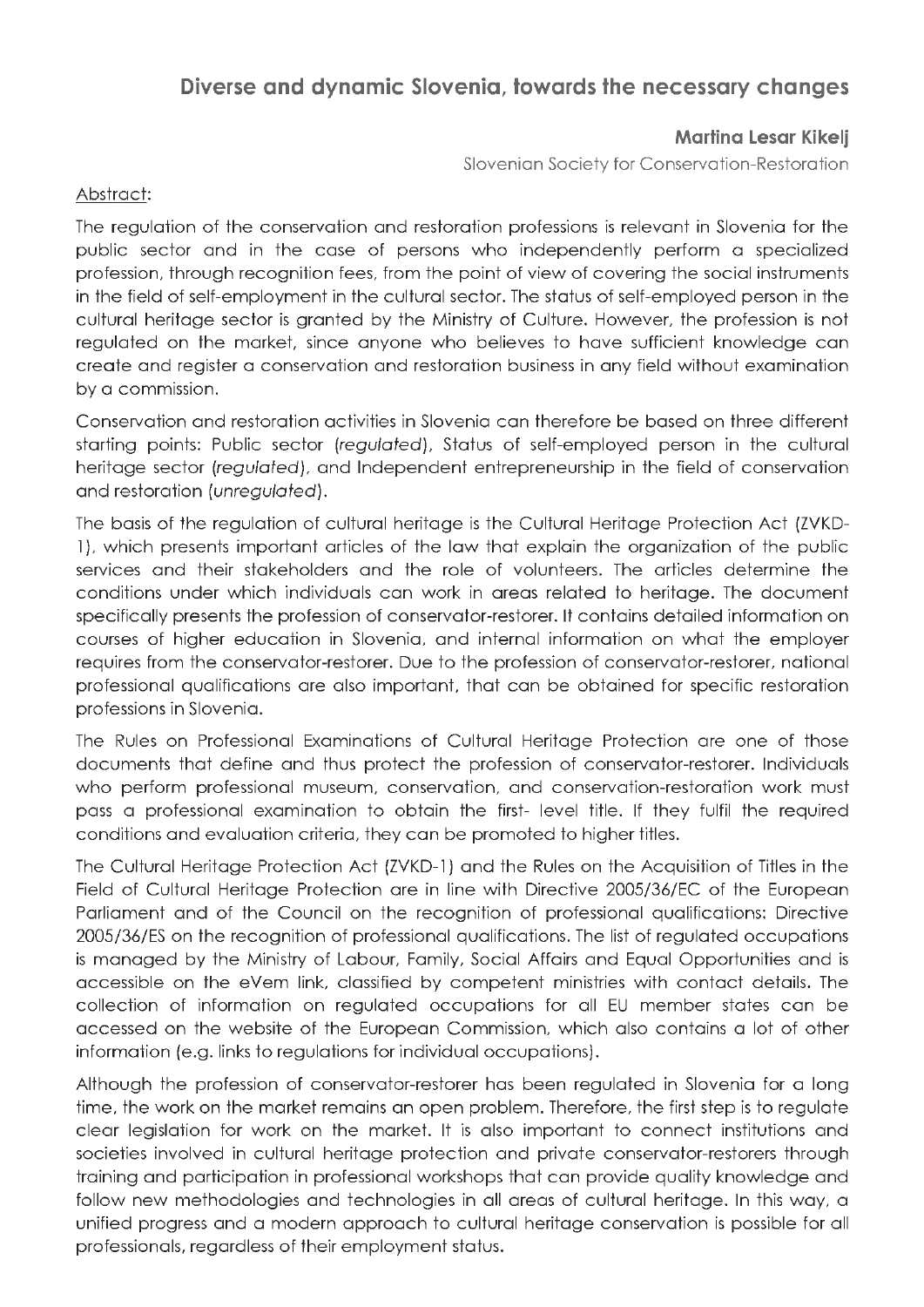## Diverse and dynamic Slovenia, towards the necessary changes

**Martina Lesar Kikelj**

Slovenian Society for Conservation-Restoration

Abstract:

The regulation of the conservation and restoration professions is relevant in Slovenia for the public sector and in the case of persons who independently perform a specialized profession, through recognition fees, from the point of view of covering the social instruments in the field of self-employment in the cultural sector. The status of self-employed person in the cultural heritage sector is granted by the Ministry of Culture. However, the profession is not regulated on the market, since anyone who believes to have sufficient knowledge can create and register a conservation and restoration business in any field without examination by a commission.

Conservation and restoration activities in Slovenia can therefore be based on three different starting points: Public sector (*regulated*), Status of self-employed person in the cultural heritage sector (*regulated*), and Independent entrepreneurship in the field of conservation and restoration (*unregulated*).

The basis of the regulation of cultural heritage is the Cultural Heritage Protection Act (ZVKD-1), which presents important articles of the law that explain the organization of the public services and their stakeholders and the role of volunteers. The articles determine the conditions under which individuals can work in areas related to heritage. The document specifically presents the profession of conservator-restorer. It contains detailed information on courses of higher education in Slovenia, and internal information on what the employer requires from the conservator-restorer. Due to the profession of conservator-restorer, national professional qualifications are also important, that can be obtained for specific restoration professions in Slovenia.

The Rules on Professional Examinations of Cultural Heritage Protection are one of those documents that define and thus protect the profession of conservator-restorer. Individuals who perform professional museum, conservation, and conservation-restoration work must pass a professional examination to obtain the first- level title. If they fulfil the required conditions and evaluation criteria, they can be promoted to higher titles.

The Cultural Heritage Protection Act (ZVKD-1) and the Rules on the Acquisition of Titles in the Field of Cultural Heritage Protection are in line with Directive 2005/36/EC of the European Parliament and of the Council on the recognition of professional qualifications: Directive 2005/36/ES on the recognition of professional qualifications. The list of regulated occupations is managed by the Ministry of Labour, Family, Social Affairs and Equal Opportunities and is accessible on the eVem link, classified by competent ministries with contact details. The collection of information on regulated occupations for all EU member states can be accessed on the website of the European Commission, which also contains a lot of other information (e.g. links to regulations for individual occupations).

Although the profession of conservator-restorer has been regulated in Slovenia for a long time, the work on the market remains an open problem. Therefore, the first step is to regulate clear legislation for work on the market. It is also important to connect institutions and societies involved in cultural heritage protection and private conservator-restorers through training and participation in professional workshops that can provide quality knowledge and follow new methodologies and technologies in all areas of cultural heritage. In this way, a unified progress and a modern approach to cultural heritage conservation is possible for all professionals, regardless of their employment status.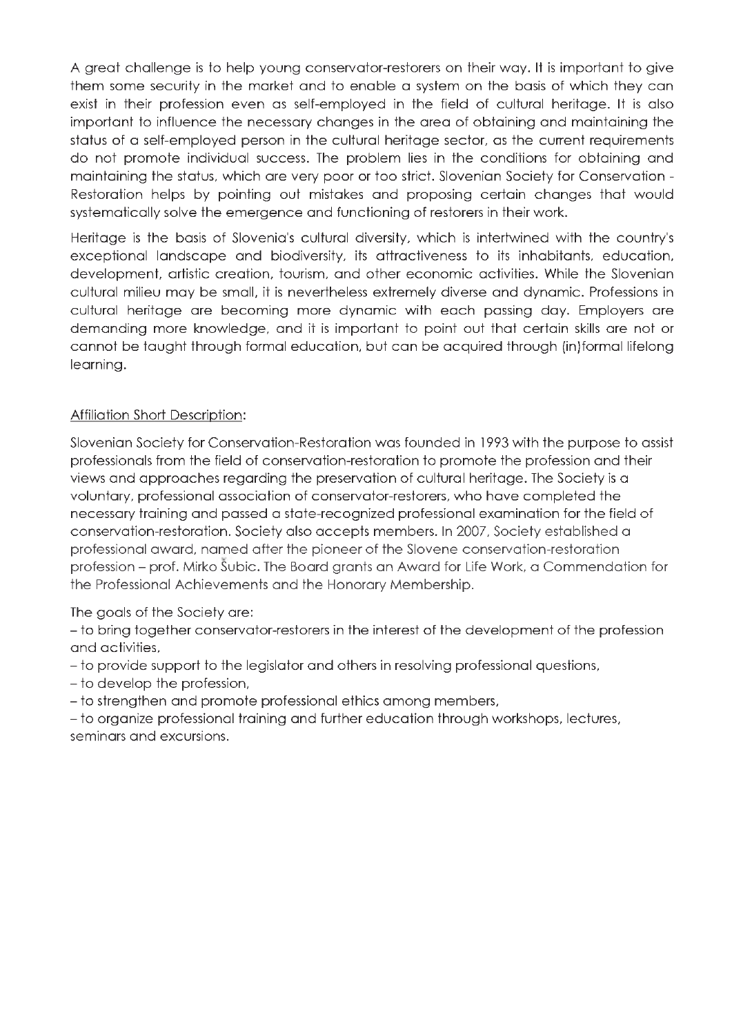A great challenge is to help young conservator-restorers on their way. It is important to give them some security in the market and to enable a system on the basis of which they can exist in their profession even as self-employed in the field of cultural heritage. It is also important to influence the necessary changes in the area of obtaining and maintaining the status of a self-employed person in the cultural heritage sector, as the current requirements do not promote individual success. The problem lies in the conditions for obtaining and maintaining the status, which are very poor or too strict. Slovenian Society for Conservation - Restoration helps by pointing out mistakes and proposing certain changes that would systematically solve the emergence and functioning of restorers in their work.

Heritage is the basis of Slovenia's cultural diversity, which is intertwined with the country's exceptional landscape and biodiversity, its attractiveness to its inhabitants, education, development, artistic creation, tourism, and other economic activities. While the Slovenian cultural milieu may be small, it is nevertheless extremely diverse and dynamic. Professions in cultural heritage are becoming more dynamic with each passing day. Employers are demanding more knowledge, and it is important to point out that certain skills are not or cannot be taught through formal education, but can be acquired through (in)formal lifelong learning.

Affiliation Short Description:

Slovenian Society for Conservation-Restoration was founded in 1993 with the purpose to assist professionals from the field of conservation-restoration to promote the profession and their views and approaches regarding the preservation of cultural heritage. The Society is a voluntary, professional association of conservator-restorers, who have completed the necessary training and passed a state-recognized professional examination for the field of conservation-restoration. Society also accepts members. In 2007, Society established a professional award, named after the pioneer of the Slovene conservation-restoration profession – prof. Mirko Šubic. The Board grants an Award for Life Work, a Commendation for the Professional Achievements and the Honorary Membership.

The goals of the Society are:

- to bring together conservator-restorers in the interest of the development of the profession and activities,
- to provide support to the legislator and others in resolving professional questions,
- to develop the profession,
- to strengthen and promote professional ethics among members,
- to organize professional training and further education through workshops, lectures, seminars and excursions.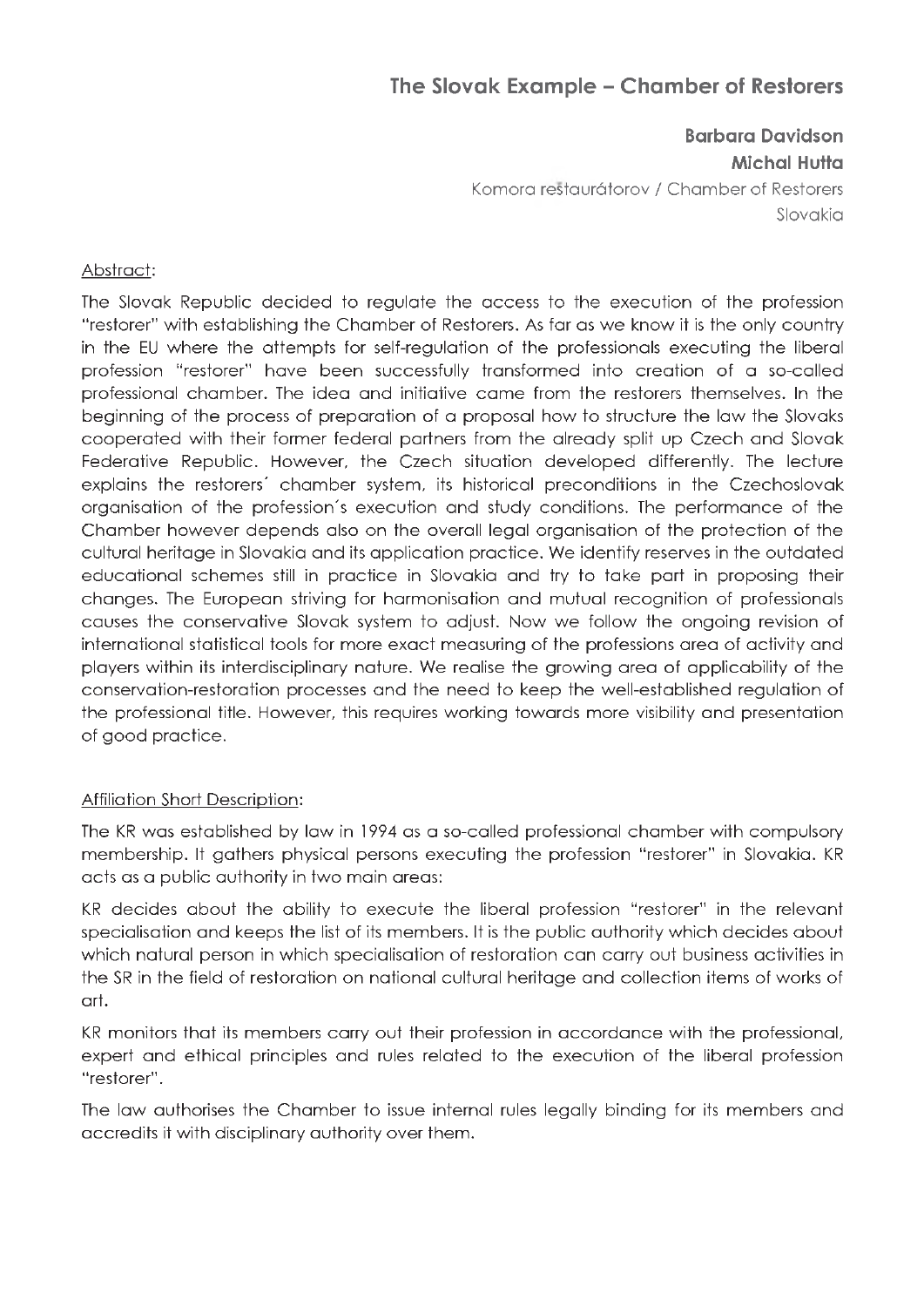# The Slovak Example – Chamber of Restorers

**Barbara Davidson**
**Michal Hutta**
Komora reštaurátorov / Chamber of Restorers
Slovakia

Abstract:

The Slovak Republic decided to regulate the access to the execution of the profession "restorer" with establishing the Chamber of Restorers. As far as we know it is the only country in the EU where the attempts for self-regulation of the professionals executing the liberal profession "restorer" have been successfully transformed into creation of a so-called professional chamber. The idea and initiative came from the restorers themselves. In the beginning of the process of preparation of a proposal how to structure the law the Slovaks cooperated with their former federal partners from the already split up Czech and Slovak Federative Republic. However, the Czech situation developed differently. The lecture explains the restorers´ chamber system, its historical preconditions in the Czechoslovak organisation of the profession´s execution and study conditions. The performance of the Chamber however depends also on the overall legal organisation of the protection of the cultural heritage in Slovakia and its application practice. We identify reserves in the outdated educational schemes still in practice in Slovakia and try to take part in proposing their changes. The European striving for harmonisation and mutual recognition of professionals causes the conservative Slovak system to adjust. Now we follow the ongoing revision of international statistical tools for more exact measuring of the professions area of activity and players within its interdisciplinary nature. We realise the growing area of applicability of the conservation-restoration processes and the need to keep the well-established regulation of the professional title. However, this requires working towards more visibility and presentation of good practice.

Affiliation Short Description:

The KR was established by law in 1994 as a so-called professional chamber with compulsory membership. It gathers physical persons executing the profession "restorer" in Slovakia. KR acts as a public authority in two main areas:

KR decides about the ability to execute the liberal profession "restorer" in the relevant specialisation and keeps the list of its members. It is the public authority which decides about which natural person in which specialisation of restoration can carry out business activities in the SR in the field of restoration on national cultural heritage and collection items of works of art.

KR monitors that its members carry out their profession in accordance with the professional, expert and ethical principles and rules related to the execution of the liberal profession "restorer".

The law authorises the Chamber to issue internal rules legally binding for its members and accredits it with disciplinary authority over them.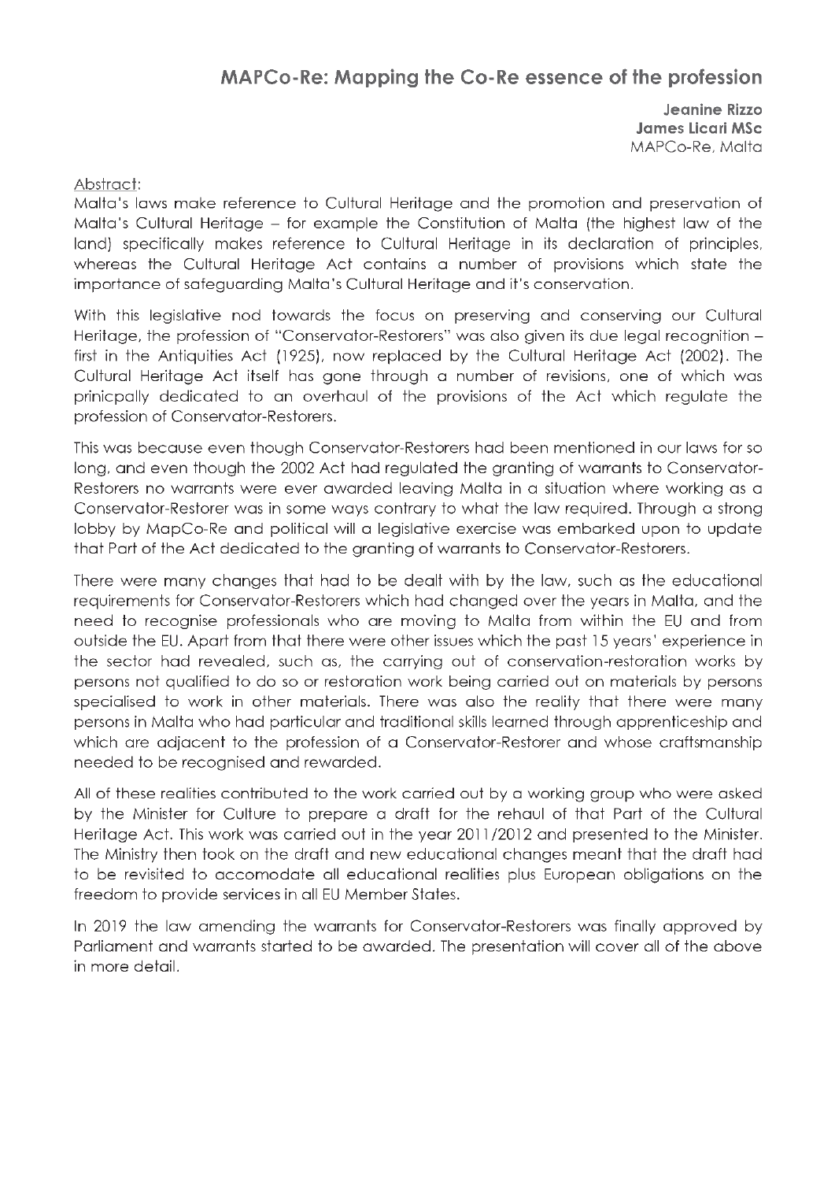## MAPCo-Re: Mapping the Co-Re essence of the profession

**Jeanine Rizzo**
**James Licari MSc**
MAPCo-Re, Malta

Abstract:

Malta's laws make reference to Cultural Heritage and the promotion and preservation of Malta's Cultural Heritage – for example the Constitution of Malta (the highest law of the land) specifically makes reference to Cultural Heritage in its declaration of principles, whereas the Cultural Heritage Act contains a number of provisions which state the importance of safeguarding Malta's Cultural Heritage and it's conservation.

With this legislative nod towards the focus on preserving and conserving our Cultural Heritage, the profession of "Conservator-Restorers" was also given its due legal recognition – first in the Antiquities Act (1925), now replaced by the Cultural Heritage Act (2002). The Cultural Heritage Act itself has gone through a number of revisions, one of which was prinicpally dedicated to an overhaul of the provisions of the Act which regulate the profession of Conservator-Restorers.

This was because even though Conservator-Restorers had been mentioned in our laws for so long, and even though the 2002 Act had regulated the granting of warrants to Conservator-Restorers no warrants were ever awarded leaving Malta in a situation where working as a Conservator-Restorer was in some ways contrary to what the law required. Through a strong lobby by MapCo-Re and political will a legislative exercise was embarked upon to update that Part of the Act dedicated to the granting of warrants to Conservator-Restorers.

There were many changes that had to be dealt with by the law, such as the educational requirements for Conservator-Restorers which had changed over the years in Malta, and the need to recognise professionals who are moving to Malta from within the EU and from outside the EU. Apart from that there were other issues which the past 15 years' experience in the sector had revealed, such as, the carrying out of conservation-restoration works by persons not qualified to do so or restoration work being carried out on materials by persons specialised to work in other materials. There was also the reality that there were many persons in Malta who had particular and traditional skills learned through apprenticeship and which are adjacent to the profession of a Conservator-Restorer and whose craftsmanship needed to be recognised and rewarded.

All of these realities contributed to the work carried out by a working group who were asked by the Minister for Culture to prepare a draft for the rehaul of that Part of the Cultural Heritage Act. This work was carried out in the year 2011/2012 and presented to the Minister. The Ministry then took on the draft and new educational changes meant that the draft had to be revisited to accomodate all educational realities plus European obligations on the freedom to provide services in all EU Member States.

In 2019 the law amending the warrants for Conservator-Restorers was finally approved by Parliament and warrants started to be awarded. The presentation will cover all of the above in more detail.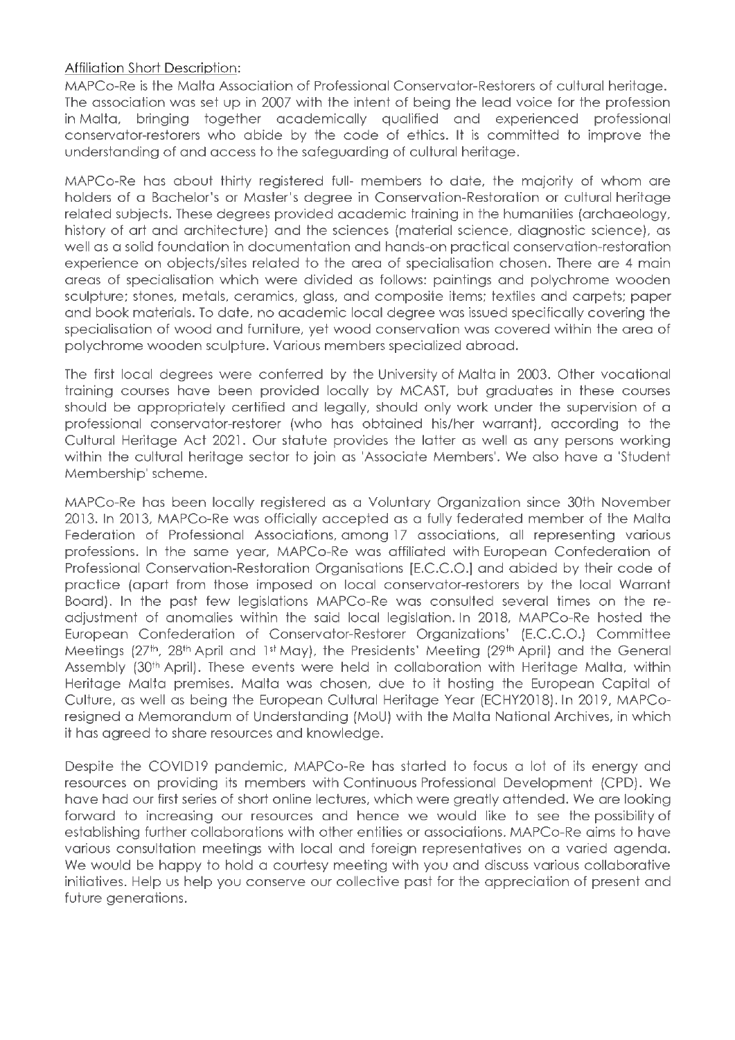Affiliation Short Description:

MAPCo-Re is the Malta Association of Professional Conservator-Restorers of cultural heritage. The association was set up in 2007 with the intent of being the lead voice for the profession in Malta, bringing together academically qualified and experienced professional conservator-restorers who abide by the code of ethics. It is committed to improve the understanding of and access to the safeguarding of cultural heritage.

MAPCo-Re has about thirty registered full- members to date, the majority of whom are holders of a Bachelor's or Master's degree in Conservation-Restoration or cultural heritage related subjects. These degrees provided academic training in the humanities (archaeology, history of art and architecture) and the sciences (material science, diagnostic science), as well as a solid foundation in documentation and hands-on practical conservation-restoration experience on objects/sites related to the area of specialisation chosen. There are 4 main areas of specialisation which were divided as follows: paintings and polychrome wooden sculpture; stones, metals, ceramics, glass, and composite items; textiles and carpets; paper and book materials. To date, no academic local degree was issued specifically covering the specialisation of wood and furniture, yet wood conservation was covered within the area of polychrome wooden sculpture. Various members specialized abroad.

The first local degrees were conferred by the University of Malta in 2003. Other vocational training courses have been provided locally by MCAST, but graduates in these courses should be appropriately certified and legally, should only work under the supervision of a professional conservator-restorer (who has obtained his/her warrant), according to the Cultural Heritage Act 2021. Our statute provides the latter as well as any persons working within the cultural heritage sector to join as 'Associate Members'. We also have a 'Student Membership' scheme.

MAPCo-Re has been locally registered as a Voluntary Organization since 30th November 2013. In 2013, MAPCo-Re was officially accepted as a fully federated member of the Malta Federation of Professional Associations, among 17 associations, all representing various professions. In the same year, MAPCo-Re was affiliated with European Confederation of Professional Conservation-Restoration Organisations [E.C.C.O.] and abided by their code of practice (apart from those imposed on local conservator-restorers by the local Warrant Board). In the past few legislations MAPCo-Re was consulted several times on the re-adjustment of anomalies within the said local legislation. In 2018, MAPCo-Re hosted the European Confederation of Conservator-Restorer Organizations' (E.C.C.O.) Committee Meetings (27th, 28th April and 1st May), the Presidents' Meeting (29th April) and the General Assembly (30th April). These events were held in collaboration with Heritage Malta, within Heritage Malta premises. Malta was chosen, due to it hosting the European Capital of Culture, as well as being the European Cultural Heritage Year (ECHY2018). In 2019, MAPCo-resigned a Memorandum of Understanding (MoU) with the Malta National Archives, in which it has agreed to share resources and knowledge.

Despite the COVID19 pandemic, MAPCo-Re has started to focus a lot of its energy and resources on providing its members with Continuous Professional Development (CPD). We have had our first series of short online lectures, which were greatly attended. We are looking forward to increasing our resources and hence we would like to see the possibility of establishing further collaborations with other entities or associations. MAPCo-Re aims to have various consultation meetings with local and foreign representatives on a varied agenda. We would be happy to hold a courtesy meeting with you and discuss various collaborative initiatives. Help us help you conserve our collective past for the appreciation of present and future generations.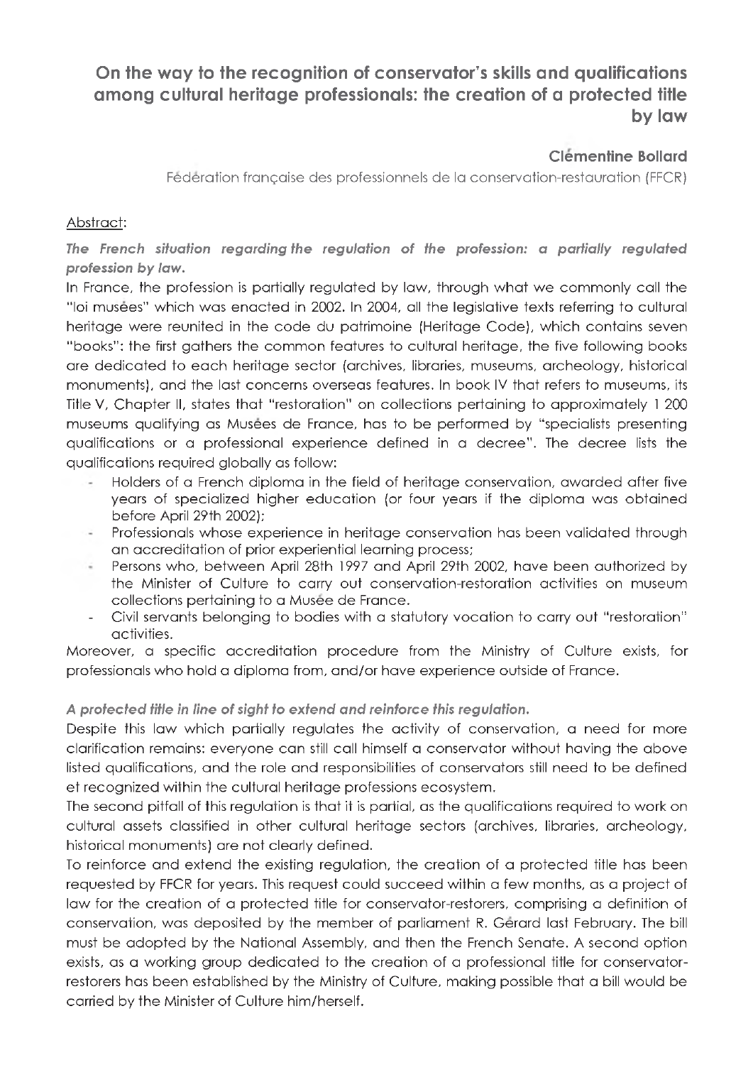## On the way to the recognition of conservator's skills and qualifications among cultural heritage professionals: the creation of a protected title by law

**Clémentine Bollard**

Fédération française des professionnels de la conservation-restauration (FFCR)

Abstract:

***The French situation regarding the regulation of the profession: a partially regulated profession by law.***

In France, the profession is partially regulated by law, through what we commonly call the "loi musées" which was enacted in 2002. In 2004, all the legislative texts referring to cultural heritage were reunited in the code du patrimoine (Heritage Code), which contains seven "books": the first gathers the common features to cultural heritage, the five following books are dedicated to each heritage sector (archives, libraries, museums, archeology, historical monuments), and the last concerns overseas features. In book IV that refers to museums, its Title V, Chapter II, states that "restoration" on collections pertaining to approximately 1 200 museums qualifying as Musées de France, has to be performed by "specialists presenting qualifications or a professional experience defined in a decree". The decree lists the qualifications required globally as follow:

- Holders of a French diploma in the field of heritage conservation, awarded after five years of specialized higher education (or four years if the diploma was obtained before April 29th 2002);
- Professionals whose experience in heritage conservation has been validated through an accreditation of prior experiential learning process;
- Persons who, between April 28th 1997 and April 29th 2002, have been authorized by the Minister of Culture to carry out conservation-restoration activities on museum collections pertaining to a Musée de France.
- Civil servants belonging to bodies with a statutory vocation to carry out "restoration" activities.

Moreover, a specific accreditation procedure from the Ministry of Culture exists, for professionals who hold a diploma from, and/or have experience outside of France.

***A protected title in line of sight to extend and reinforce this regulation.***

Despite this law which partially regulates the activity of conservation, a need for more clarification remains: everyone can still call himself a conservator without having the above listed qualifications, and the role and responsibilities of conservators still need to be defined et recognized within the cultural heritage professions ecosystem.

The second pitfall of this regulation is that it is partial, as the qualifications required to work on cultural assets classified in other cultural heritage sectors (archives, libraries, archeology, historical monuments) are not clearly defined.

To reinforce and extend the existing regulation, the creation of a protected title has been requested by FFCR for years. This request could succeed within a few months, as a project of law for the creation of a protected title for conservator-restorers, comprising a definition of conservation, was deposited by the member of parliament R. Gérard last February. The bill must be adopted by the National Assembly, and then the French Senate. A second option exists, as a working group dedicated to the creation of a professional title for conservator-restorers has been established by the Ministry of Culture, making possible that a bill would be carried by the Minister of Culture him/herself.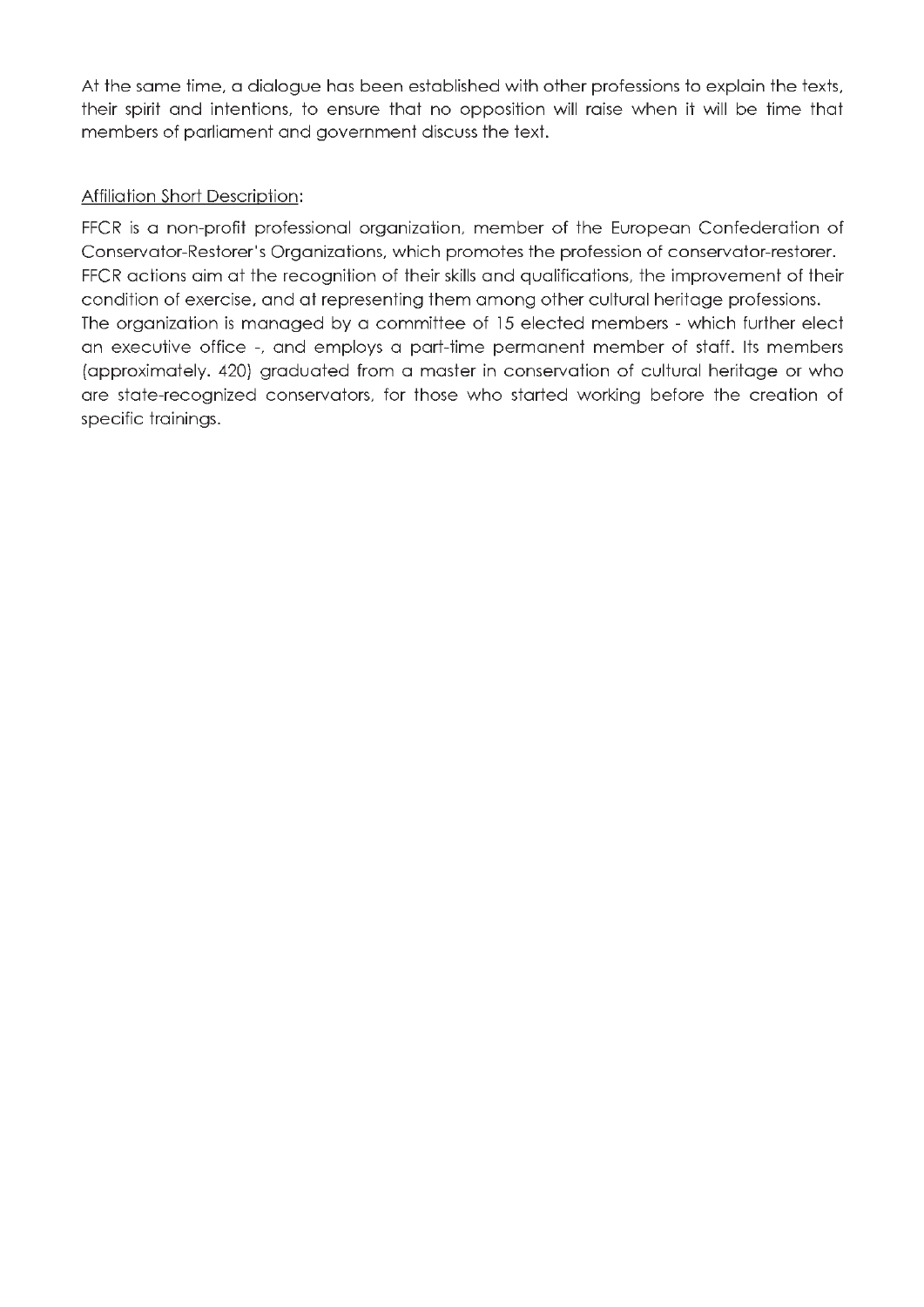At the same time, a dialogue has been established with other professions to explain the texts, their spirit and intentions, to ensure that no opposition will raise when it will be time that members of parliament and government discuss the text.

Affiliation Short Description:

FFCR is a non-profit professional organization, member of the European Confederation of Conservator-Restorer's Organizations, which promotes the profession of conservator-restorer. FFCR actions aim at the recognition of their skills and qualifications, the improvement of their condition of exercise, and at representing them among other cultural heritage professions. The organization is managed by a committee of 15 elected members - which further elect an executive office -, and employs a part-time permanent member of staff. Its members (approximately. 420) graduated from a master in conservation of cultural heritage or who are state-recognized conservators, for those who started working before the creation of specific trainings.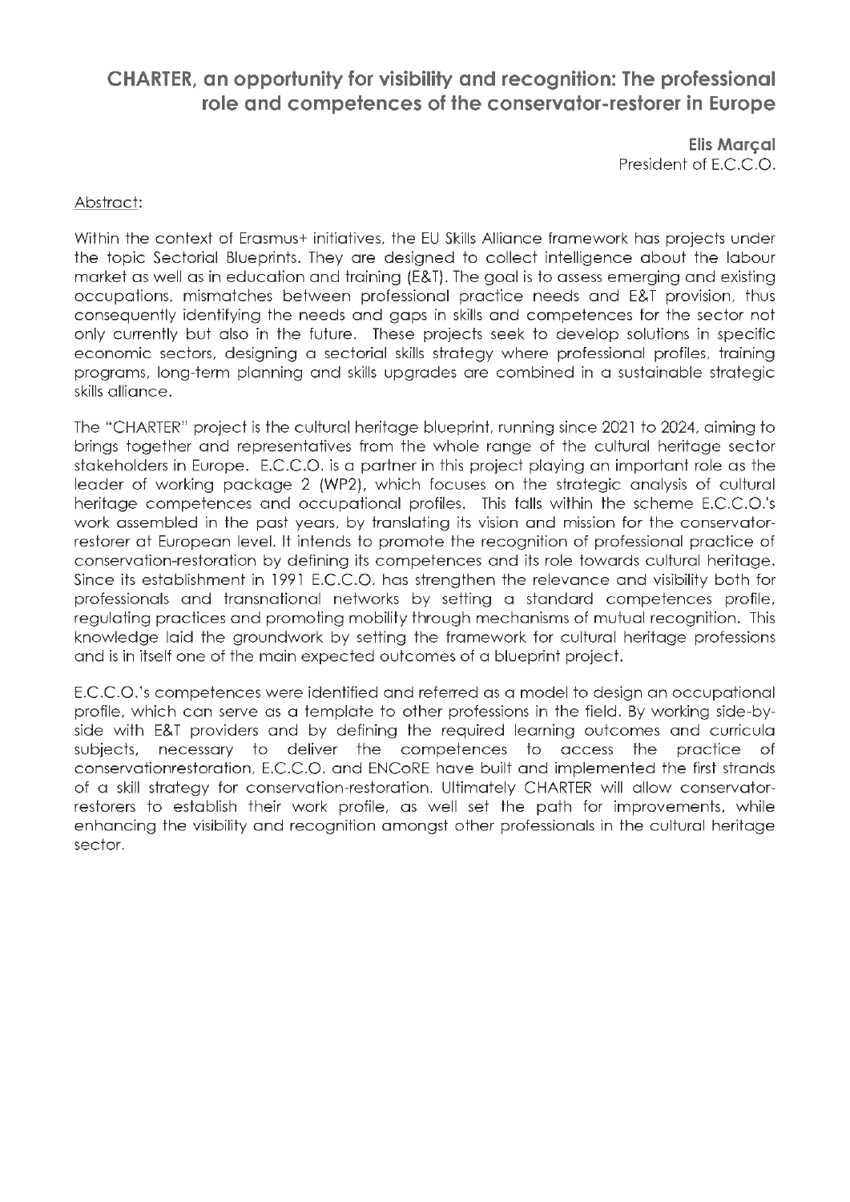## CHARTER, an opportunity for visibility and recognition: The professional role and competences of the conservator-restorer in Europe

**Elis Marçal**
President of E.C.C.O.

Abstract:

Within the context of Erasmus+ initiatives, the EU Skills Alliance framework has projects under the topic Sectorial Blueprints. They are designed to collect intelligence about the labour market as well as in education and training (E&T). The goal is to assess emerging and existing occupations, mismatches between professional practice needs and E&T provision, thus consequently identifying the needs and gaps in skills and competences for the sector not only currently but also in the future. These projects seek to develop solutions in specific economic sectors, designing a sectorial skills strategy where professional profiles, training programs, long-term planning and skills upgrades are combined in a sustainable strategic skills alliance.

The "CHARTER" project is the cultural heritage blueprint, running since 2021 to 2024, aiming to brings together and representatives from the whole range of the cultural heritage sector stakeholders in Europe. E.C.C.O. is a partner in this project playing an important role as the leader of working package 2 (WP2), which focuses on the strategic analysis of cultural heritage competences and occupational profiles. This falls within the scheme E.C.C.O.'s work assembled in the past years, by translating its vision and mission for the conservator-restorer at European level. It intends to promote the recognition of professional practice of conservation-restoration by defining its competences and its role towards cultural heritage. Since its establishment in 1991 E.C.C.O. has strengthen the relevance and visibility both for professionals and transnational networks by setting a standard competences profile, regulating practices and promoting mobility through mechanisms of mutual recognition. This knowledge laid the groundwork by setting the framework for cultural heritage professions and is in itself one of the main expected outcomes of a blueprint project.

E.C.C.O.'s competences were identified and referred as a model to design an occupational profile, which can serve as a template to other professions in the field. By working side-by-side with E&T providers and by defining the required learning outcomes and curricula subjects, necessary to deliver the competences to access the practice of conservationrestoration, E.C.C.O. and ENCoRE have built and implemented the first strands of a skill strategy for conservation-restoration. Ultimately CHARTER will allow conservator-restorers to establish their work profile, as well set the path for improvements, while enhancing the visibility and recognition amongst other professionals in the cultural heritage sector.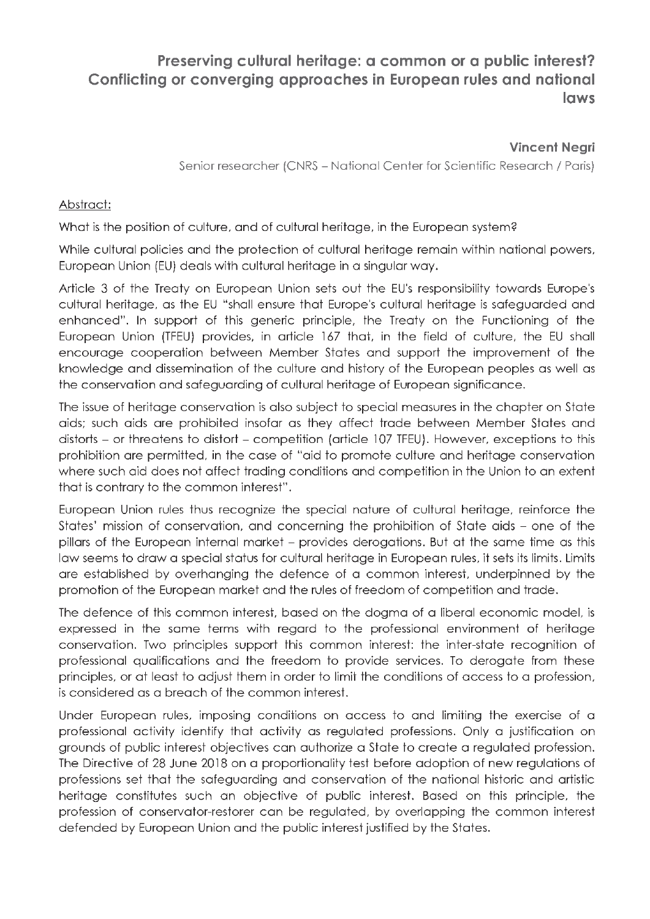# Preserving cultural heritage: a common or a public interest? Conflicting or converging approaches in European rules and national laws

**Vincent Negri**

Senior researcher (CNRS – National Center for Scientific Research / Paris)

Abstract:

What is the position of culture, and of cultural heritage, in the European system?

While cultural policies and the protection of cultural heritage remain within national powers, European Union (EU) deals with cultural heritage in a singular way.

Article 3 of the Treaty on European Union sets out the EU's responsibility towards Europe's cultural heritage, as the EU "shall ensure that Europe's cultural heritage is safeguarded and enhanced". In support of this generic principle, the Treaty on the Functioning of the European Union (TFEU) provides, in article 167 that, in the field of culture, the EU shall encourage cooperation between Member States and support the improvement of the knowledge and dissemination of the culture and history of the European peoples as well as the conservation and safeguarding of cultural heritage of European significance.

The issue of heritage conservation is also subject to special measures in the chapter on State aids; such aids are prohibited insofar as they affect trade between Member States and distorts – or threatens to distort – competition (article 107 TFEU). However, exceptions to this prohibition are permitted, in the case of "aid to promote culture and heritage conservation where such aid does not affect trading conditions and competition in the Union to an extent that is contrary to the common interest".

European Union rules thus recognize the special nature of cultural heritage, reinforce the States' mission of conservation, and concerning the prohibition of State aids – one of the pillars of the European internal market – provides derogations. But at the same time as this law seems to draw a special status for cultural heritage in European rules, it sets its limits. Limits are established by overhanging the defence of a common interest, underpinned by the promotion of the European market and the rules of freedom of competition and trade.

The defence of this common interest, based on the dogma of a liberal economic model, is expressed in the same terms with regard to the professional environment of heritage conservation. Two principles support this common interest: the inter-state recognition of professional qualifications and the freedom to provide services. To derogate from these principles, or at least to adjust them in order to limit the conditions of access to a profession, is considered as a breach of the common interest.

Under European rules, imposing conditions on access to and limiting the exercise of a professional activity identify that activity as regulated professions. Only a justification on grounds of public interest objectives can authorize a State to create a regulated profession. The Directive of 28 June 2018 on a proportionality test before adoption of new regulations of professions set that the safeguarding and conservation of the national historic and artistic heritage constitutes such an objective of public interest. Based on this principle, the profession of conservator-restorer can be regulated, by overlapping the common interest defended by European Union and the public interest justified by the States.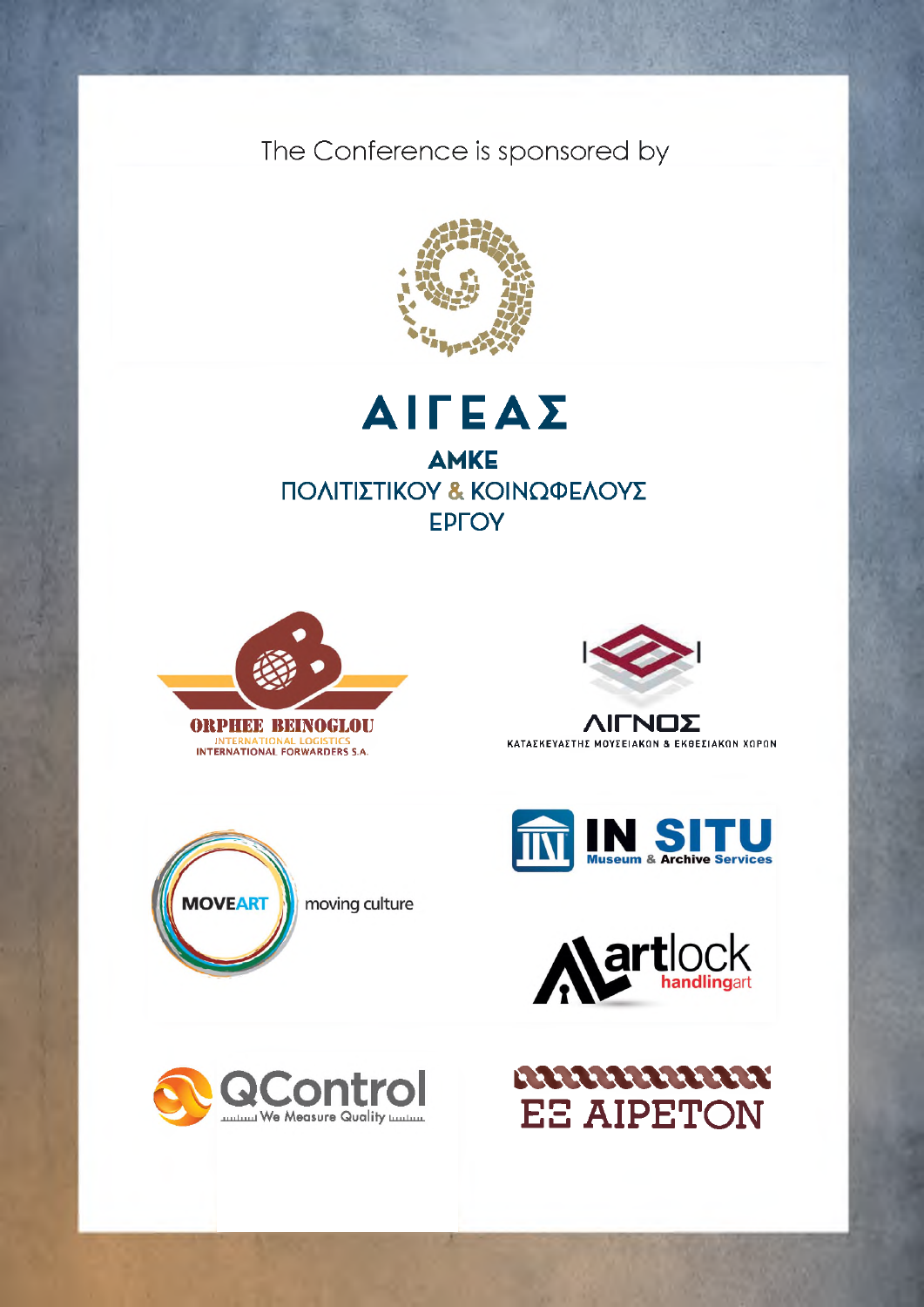The Conference is sponsored by

ΑΙΓΕΑΣ

ΑΜΚΕ
ΠΟΛΙΤΙΣΤΙΚΟΥ & ΚΟΙΝΩΦΕΛΟΥΣ
ΕΡΓΟΥ

ORPHEE BEINOGLOU
INTERNATIONAL LOGISTICS
INTERNATIONAL FORWARDERS S.A.

ΑΙΓΝΟΣ
ΚΑΤΑΣΚΕΥΑΣΤΗΣ ΜΟΥΣΕΙΑΚΩΝ & ΕΚΘΕΣΙΑΚΩΝ ΧΩΡΩΝ

MOVEART moving culture

IN SITU
Museum & Archive Services

artlock
handlingart

QControl
We Measure Quality

ΕΞ ΑΙΡΕΤΟΝ